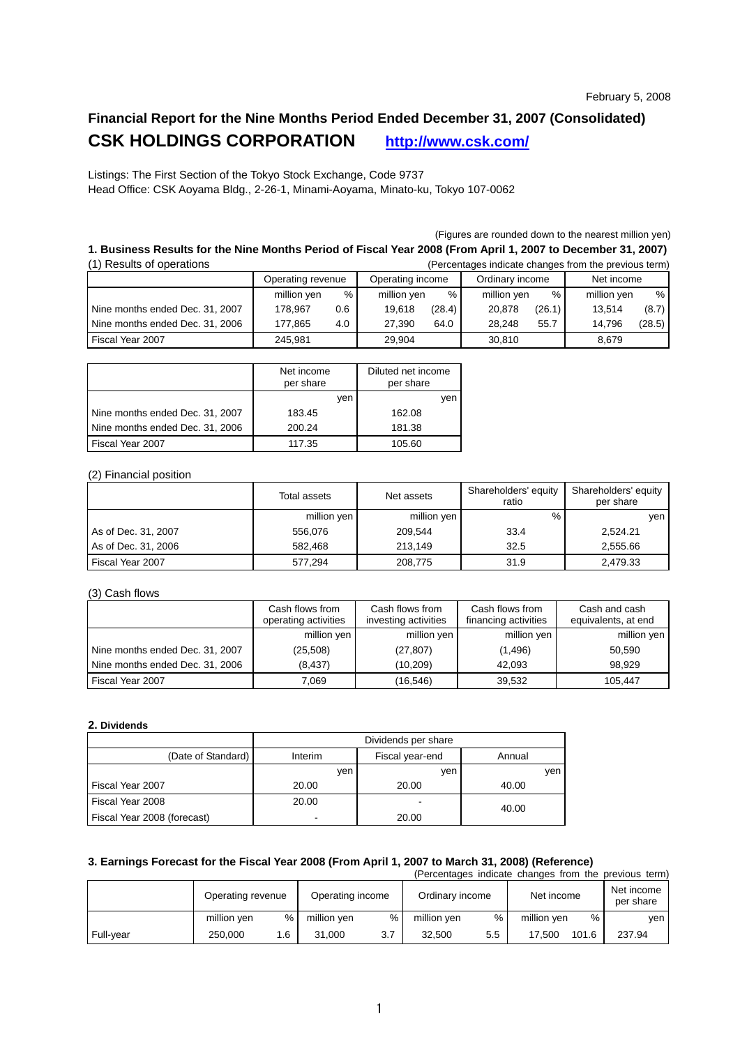February 5, 2008

# Financial Report for the Nine Months Period Ended December 31, 2007 (Consolidated)

## CSK HOLDINGS CORPORATION http://www.csk.com/

Listings: The First Section of the Tokyo Stock Exchange, Code 9737
Head Office: CSK Aoyama Bldg., 2-26-1, Minami-Aoyama, Minato-ku, Tokyo 107-0062

(Figures are rounded down to the nearest million yen)

### 1. Business Results for the Nine Months Period of Fiscal Year 2008 (From April 1, 2007 to December 31, 2007)

(1) Results of operations (Percentages indicate changes from the previous term)

| | Operating revenue | | Operating income | | Ordinary income | | Net income | |
|---|---|---|---|---|---|---|---|---|
| | million yen | % | million yen | % | million yen | % | million yen | % |
| Nine months ended Dec. 31, 2007 | 178,967 | 0.6 | 19,618 | (28.4) | 20,878 | (26.1) | 13,514 | (8.7) |
| Nine months ended Dec. 31, 2006 | 177,865 | 4.0 | 27,390 | 64.0 | 28,248 | 55.7 | 14,796 | (28.5) |
| Fiscal Year 2007 | 245,981 | | 29,904 | | 30,810 | | 8,679 | |

| | Net income per share | Diluted net income per share |
|---|---|---|
| | yen | yen |
| Nine months ended Dec. 31, 2007 | 183.45 | 162.08 |
| Nine months ended Dec. 31, 2006 | 200.24 | 181.38 |
| Fiscal Year 2007 | 117.35 | 105.60 |

(2) Financial position

| | Total assets | Net assets | Shareholders' equity ratio | Shareholders' equity per share |
|---|---|---|---|---|
| | million yen | million yen | % | yen |
| As of Dec. 31, 2007 | 556,076 | 209,544 | 33.4 | 2,524.21 |
| As of Dec. 31, 2006 | 582,468 | 213,149 | 32.5 | 2,555.66 |
| Fiscal Year 2007 | 577,294 | 208,775 | 31.9 | 2,479.33 |

(3) Cash flows

| | Cash flows from operating activities | Cash flows from investing activities | Cash flows from financing activities | Cash and cash equivalents, at end |
|---|---|---|---|---|
| | million yen | million yen | million yen | million yen |
| Nine months ended Dec. 31, 2007 | (25,508) | (27,807) | (1,496) | 50,590 |
| Nine months ended Dec. 31, 2006 | (8,437) | (10,209) | 42,093 | 98,929 |
| Fiscal Year 2007 | 7,069 | (16,546) | 39,532 | 105,447 |

### 2. Dividends

| | Dividends per share | | |
|---|---|---|---|
| (Date of Standard) | Interim | Fiscal year-end | Annual |
| | yen | yen | yen |
| Fiscal Year 2007 | 20.00 | 20.00 | 40.00 |
| Fiscal Year 2008 | 20.00 | - | 40.00 |
| Fiscal Year 2008 (forecast) | - | 20.00 | |

### 3. Earnings Forecast for the Fiscal Year 2008 (From April 1, 2007 to March 31, 2008) (Reference)

(Percentages indicate changes from the previous term)

| | Operating revenue | | Operating income | | Ordinary income | | Net income | | Net income per share |
|---|---|---|---|---|---|---|---|---|---|
| | million yen | % | million yen | % | million yen | % | million yen | % | yen |
| Full-year | 250,000 | 1.6 | 31,000 | 3.7 | 32,500 | 5.5 | 17,500 | 101.6 | 237.94 |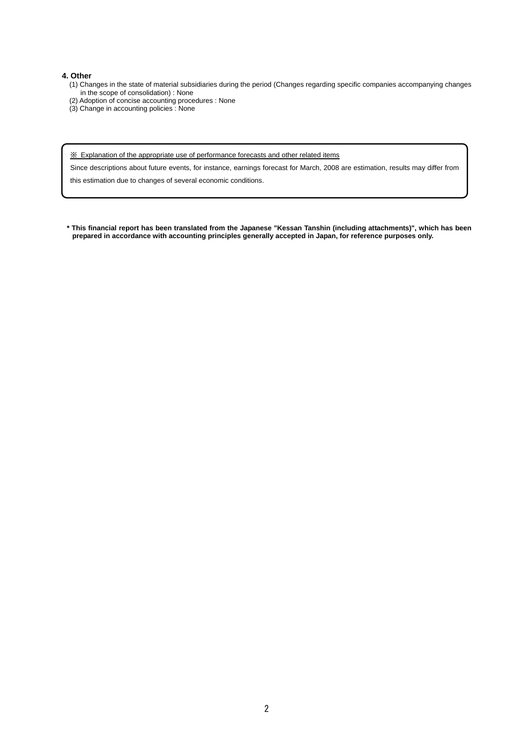## 4. Other

(1) Changes in the state of material subsidiaries during the period (Changes regarding specific companies accompanying changes in the scope of consolidation) : None

(2) Adoption of concise accounting procedures : None

(3) Change in accounting policies : None

※ Explanation of the appropriate use of performance forecasts and other related items

Since descriptions about future events, for instance, earnings forecast for March, 2008 are estimation, results may differ from this estimation due to changes of several economic conditions.

**\* This financial report has been translated from the Japanese "Kessan Tanshin (including attachments)", which has been prepared in accordance with accounting principles generally accepted in Japan, for reference purposes only.**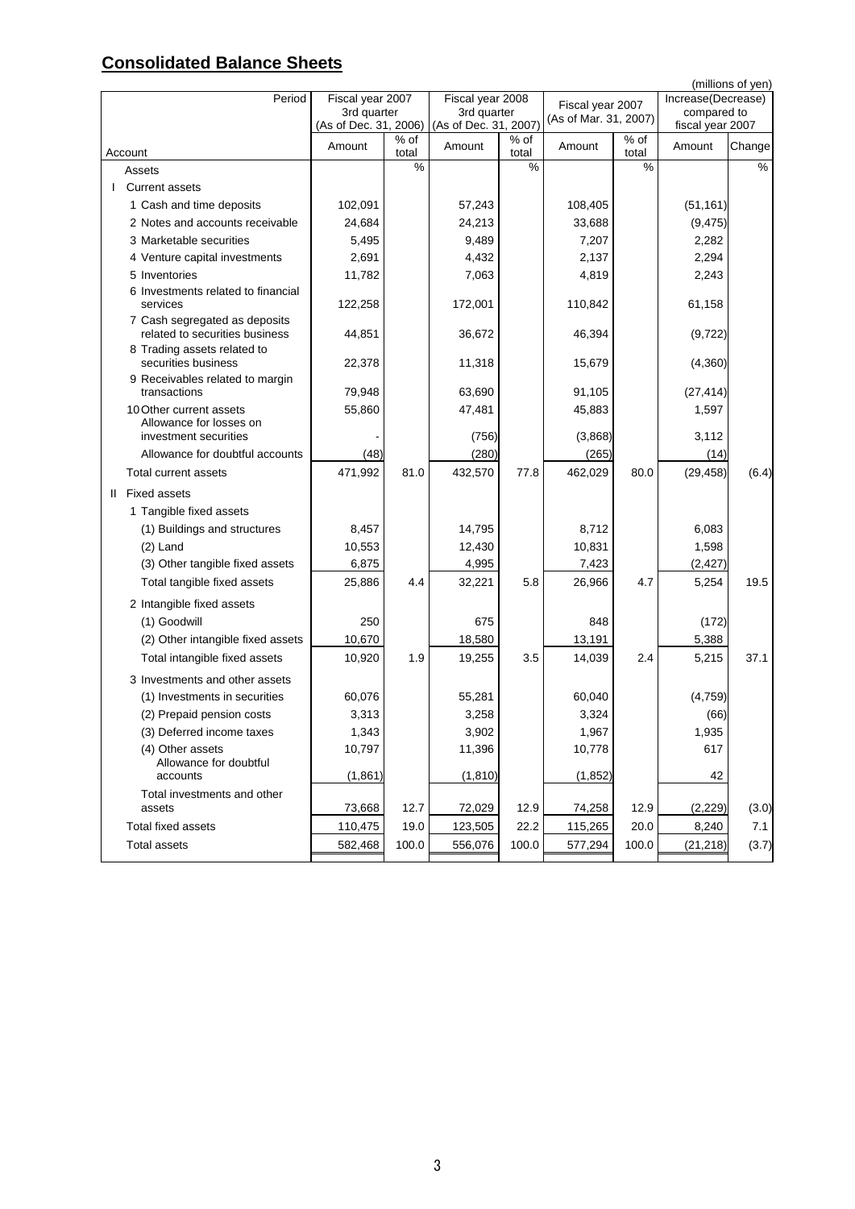## Consolidated Balance Sheets

(millions of yen)

| Period / Account | Fiscal year 2007 3rd quarter (As of Dec. 31, 2006) | | Fiscal year 2008 3rd quarter (As of Dec. 31, 2007) | | Fiscal year 2007 (As of Mar. 31, 2007) | | Increase(Decrease) compared to fiscal year 2007 | |
|---|---|---|---|---|---|---|---|---|
| | Amount | % of total | Amount | % of total | Amount | % of total | Amount | Change |
| Assets | | % | | % | | % | | % |
| I Current assets | | | | | | | | |
| 1 Cash and time deposits | 102,091 | | 57,243 | | 108,405 | | (51,161) | |
| 2 Notes and accounts receivable | 24,684 | | 24,213 | | 33,688 | | (9,475) | |
| 3 Marketable securities | 5,495 | | 9,489 | | 7,207 | | 2,282 | |
| 4 Venture capital investments | 2,691 | | 4,432 | | 2,137 | | 2,294 | |
| 5 Inventories | 11,782 | | 7,063 | | 4,819 | | 2,243 | |
| 6 Investments related to financial services | 122,258 | | 172,001 | | 110,842 | | 61,158 | |
| 7 Cash segregated as deposits related to securities business | 44,851 | | 36,672 | | 46,394 | | (9,722) | |
| 8 Trading assets related to securities business | 22,378 | | 11,318 | | 15,679 | | (4,360) | |
| 9 Receivables related to margin transactions | 79,948 | | 63,690 | | 91,105 | | (27,414) | |
| 10 Other current assets | 55,860 | | 47,481 | | 45,883 | | 1,597 | |
| Allowance for losses on investment securities | - | | (756) | | (3,868) | | 3,112 | |
| Allowance for doubtful accounts | (48) | | (280) | | (265) | | (14) | |
| Total current assets | 471,992 | 81.0 | 432,570 | 77.8 | 462,029 | 80.0 | (29,458) | (6.4) |
| II Fixed assets | | | | | | | | |
| 1 Tangible fixed assets | | | | | | | | |
| (1) Buildings and structures | 8,457 | | 14,795 | | 8,712 | | 6,083 | |
| (2) Land | 10,553 | | 12,430 | | 10,831 | | 1,598 | |
| (3) Other tangible fixed assets | 6,875 | | 4,995 | | 7,423 | | (2,427) | |
| Total tangible fixed assets | 25,886 | 4.4 | 32,221 | 5.8 | 26,966 | 4.7 | 5,254 | 19.5 |
| 2 Intangible fixed assets | | | | | | | | |
| (1) Goodwill | 250 | | 675 | | 848 | | (172) | |
| (2) Other intangible fixed assets | 10,670 | | 18,580 | | 13,191 | | 5,388 | |
| Total intangible fixed assets | 10,920 | 1.9 | 19,255 | 3.5 | 14,039 | 2.4 | 5,215 | 37.1 |
| 3 Investments and other assets | | | | | | | | |
| (1) Investments in securities | 60,076 | | 55,281 | | 60,040 | | (4,759) | |
| (2) Prepaid pension costs | 3,313 | | 3,258 | | 3,324 | | (66) | |
| (3) Deferred income taxes | 1,343 | | 3,902 | | 1,967 | | 1,935 | |
| (4) Other assets | 10,797 | | 11,396 | | 10,778 | | 617 | |
| Allowance for doubtful accounts | (1,861) | | (1,810) | | (1,852) | | 42 | |
| Total investments and other assets | 73,668 | 12.7 | 72,029 | 12.9 | 74,258 | 12.9 | (2,229) | (3.0) |
| Total fixed assets | 110,475 | 19.0 | 123,505 | 22.2 | 115,265 | 20.0 | 8,240 | 7.1 |
| Total assets | 582,468 | 100.0 | 556,076 | 100.0 | 577,294 | 100.0 | (21,218) | (3.7) |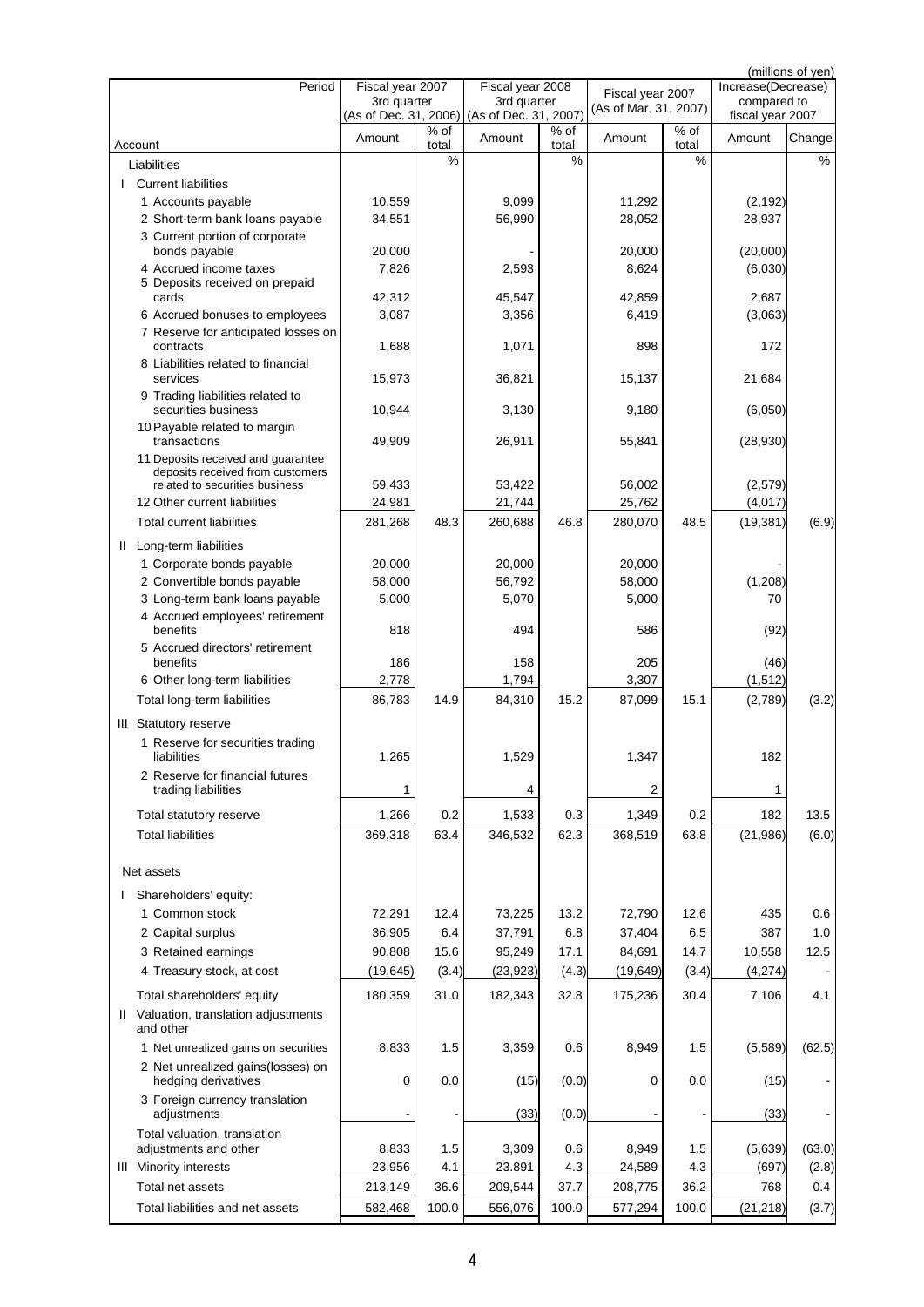(millions of yen)

| Period | Fiscal year 2007 3rd quarter (As of Dec. 31, 2006) | | Fiscal year 2008 3rd quarter (As of Dec. 31, 2007) | | Fiscal year 2007 (As of Mar. 31, 2007) | | Increase(Decrease) compared to fiscal year 2007 | |
|---|---|---|---|---|---|---|---|---|
| Account | Amount | % of total | Amount | % of total | Amount | % of total | Amount | Change |
| Liabilities | | % | | % | | % | | % |
| I Current liabilities | | | | | | | | |
| 1 Accounts payable | 10,559 | | 9,099 | | 11,292 | | (2,192) | |
| 2 Short-term bank loans payable | 34,551 | | 56,990 | | 28,052 | | 28,937 | |
| 3 Current portion of corporate bonds payable | 20,000 | | - | | 20,000 | | (20,000) | |
| 4 Accrued income taxes | 7,826 | | 2,593 | | 8,624 | | (6,030) | |
| 5 Deposits received on prepaid cards | 42,312 | | 45,547 | | 42,859 | | 2,687 | |
| 6 Accrued bonuses to employees | 3,087 | | 3,356 | | 6,419 | | (3,063) | |
| 7 Reserve for anticipated losses on contracts | 1,688 | | 1,071 | | 898 | | 172 | |
| 8 Liabilities related to financial services | 15,973 | | 36,821 | | 15,137 | | 21,684 | |
| 9 Trading liabilities related to securities business | 10,944 | | 3,130 | | 9,180 | | (6,050) | |
| 10 Payable related to margin transactions | 49,909 | | 26,911 | | 55,841 | | (28,930) | |
| 11 Deposits received and guarantee deposits received from customers related to securities business | 59,433 | | 53,422 | | 56,002 | | (2,579) | |
| 12 Other current liabilities | 24,981 | | 21,744 | | 25,762 | | (4,017) | |
| Total current liabilities | 281,268 | 48.3 | 260,688 | 46.8 | 280,070 | 48.5 | (19,381) | (6.9) |
| II Long-term liabilities | | | | | | | | |
| 1 Corporate bonds payable | 20,000 | | 20,000 | | 20,000 | | - | |
| 2 Convertible bonds payable | 58,000 | | 56,792 | | 58,000 | | (1,208) | |
| 3 Long-term bank loans payable | 5,000 | | 5,070 | | 5,000 | | 70 | |
| 4 Accrued employees' retirement benefits | 818 | | 494 | | 586 | | (92) | |
| 5 Accrued directors' retirement benefits | 186 | | 158 | | 205 | | (46) | |
| 6 Other long-term liabilities | 2,778 | | 1,794 | | 3,307 | | (1,512) | |
| Total long-term liabilities | 86,783 | 14.9 | 84,310 | 15.2 | 87,099 | 15.1 | (2,789) | (3.2) |
| III Statutory reserve | | | | | | | | |
| 1 Reserve for securities trading liabilities | 1,265 | | 1,529 | | 1,347 | | 182 | |
| 2 Reserve for financial futures trading liabilities | 1 | | 4 | | 2 | | 1 | |
| Total statutory reserve | 1,266 | 0.2 | 1,533 | 0.3 | 1,349 | 0.2 | 182 | 13.5 |
| Total liabilities | 369,318 | 63.4 | 346,532 | 62.3 | 368,519 | 63.8 | (21,986) | (6.0) |
| Net assets | | | | | | | | |
| I Shareholders' equity: | | | | | | | | |
| 1 Common stock | 72,291 | 12.4 | 73,225 | 13.2 | 72,790 | 12.6 | 435 | 0.6 |
| 2 Capital surplus | 36,905 | 6.4 | 37,791 | 6.8 | 37,404 | 6.5 | 387 | 1.0 |
| 3 Retained earnings | 90,808 | 15.6 | 95,249 | 17.1 | 84,691 | 14.7 | 10,558 | 12.5 |
| 4 Treasury stock, at cost | (19,645) | (3.4) | (23,923) | (4.3) | (19,649) | (3.4) | (4,274) | - |
| Total shareholders' equity | 180,359 | 31.0 | 182,343 | 32.8 | 175,236 | 30.4 | 7,106 | 4.1 |
| II Valuation, translation adjustments and other | | | | | | | | |
| 1 Net unrealized gains on securities | 8,833 | 1.5 | 3,359 | 0.6 | 8,949 | 1.5 | (5,589) | (62.5) |
| 2 Net unrealized gains(losses) on hedging derivatives | 0 | 0.0 | (15) | (0.0) | 0 | 0.0 | (15) | - |
| 3 Foreign currency translation adjustments | - | - | (33) | (0.0) | - | - | (33) | - |
| Total valuation, translation adjustments and other | 8,833 | 1.5 | 3,309 | 0.6 | 8,949 | 1.5 | (5,639) | (63.0) |
| III Minority interests | 23,956 | 4.1 | 23.891 | 4.3 | 24,589 | 4.3 | (697) | (2.8) |
| Total net assets | 213,149 | 36.6 | 209,544 | 37.7 | 208,775 | 36.2 | 768 | 0.4 |
| Total liabilities and net assets | 582,468 | 100.0 | 556,076 | 100.0 | 577,294 | 100.0 | (21,218) | (3.7) |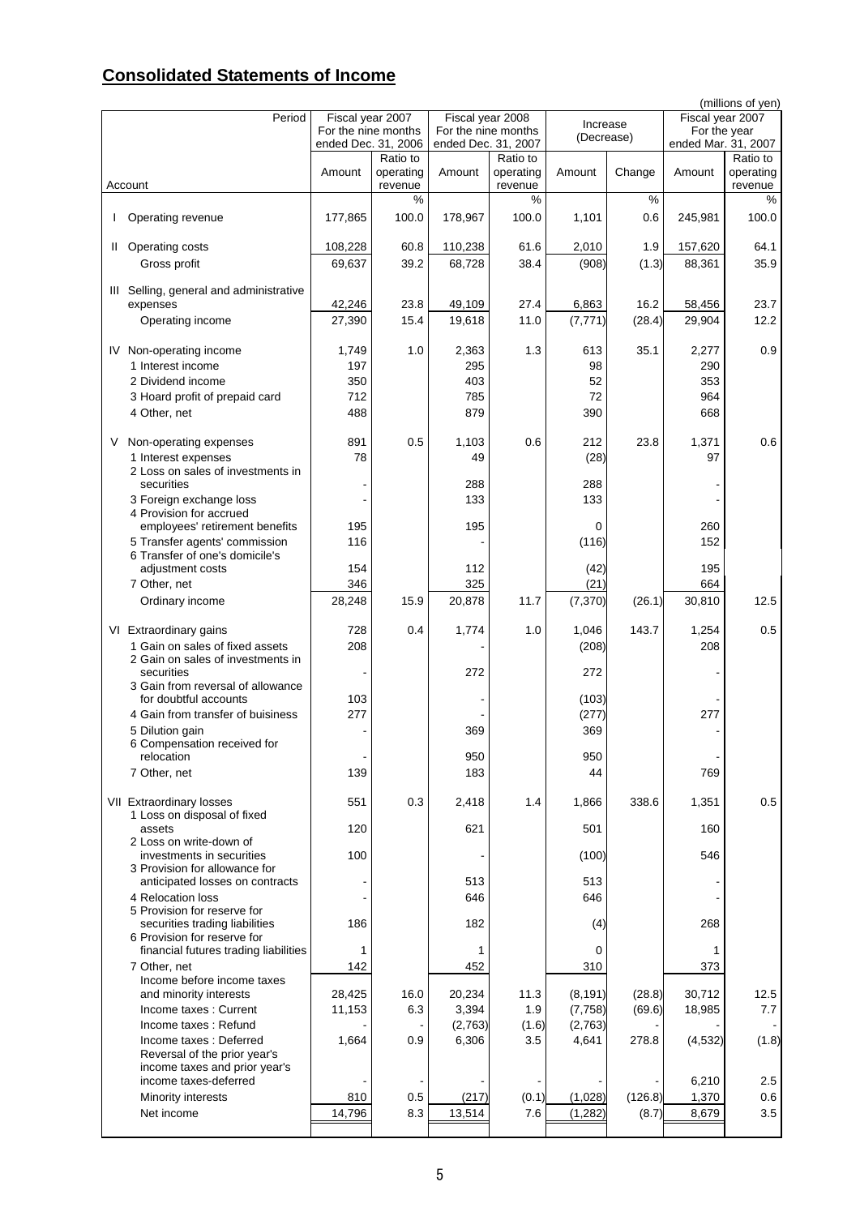## Consolidated Statements of Income

(millions of yen)

| Period / Account | Fiscal year 2007 For the nine months ended Dec. 31, 2006 | | Fiscal year 2008 For the nine months ended Dec. 31, 2007 | | Increase (Decrease) | | Fiscal year 2007 For the year ended Mar. 31, 2007 | |
|---|---|---|---|---|---|---|---|---|
| | Amount | Ratio to operating revenue | Amount | Ratio to operating revenue | Amount | Change | Amount | Ratio to operating revenue |
| | | % | | % | | % | | % |
| I Operating revenue | 177,865 | 100.0 | 178,967 | 100.0 | 1,101 | 0.6 | 245,981 | 100.0 |
| II Operating costs | 108,228 | 60.8 | 110,238 | 61.6 | 2,010 | 1.9 | 157,620 | 64.1 |
| Gross profit | 69,637 | 39.2 | 68,728 | 38.4 | (908) | (1.3) | 88,361 | 35.9 |
| III Selling, general and administrative expenses | 42,246 | 23.8 | 49,109 | 27.4 | 6,863 | 16.2 | 58,456 | 23.7 |
| Operating income | 27,390 | 15.4 | 19,618 | 11.0 | (7,771) | (28.4) | 29,904 | 12.2 |
| IV Non-operating income | 1,749 | 1.0 | 2,363 | 1.3 | 613 | 35.1 | 2,277 | 0.9 |
| 1 Interest income | 197 | | 295 | | 98 | | 290 | |
| 2 Dividend income | 350 | | 403 | | 52 | | 353 | |
| 3 Hoard profit of prepaid card | 712 | | 785 | | 72 | | 964 | |
| 4 Other, net | 488 | | 879 | | 390 | | 668 | |
| V Non-operating expenses | 891 | 0.5 | 1,103 | 0.6 | 212 | 23.8 | 1,371 | 0.6 |
| 1 Interest expenses | 78 | | 49 | | (28) | | 97 | |
| 2 Loss on sales of investments in securities | - | | 288 | | 288 | | - | |
| 3 Foreign exchange loss | - | | 133 | | 133 | | - | |
| 4 Provision for accrued employees' retirement benefits | 195 | | 195 | | 0 | | 260 | |
| 5 Transfer agents' commission | 116 | | - | | (116) | | 152 | |
| 6 Transfer of one's domicile's adjustment costs | 154 | | 112 | | (42) | | 195 | |
| 7 Other, net | 346 | | 325 | | (21) | | 664 | |
| Ordinary income | 28,248 | 15.9 | 20,878 | 11.7 | (7,370) | (26.1) | 30,810 | 12.5 |
| VI Extraordinary gains | 728 | 0.4 | 1,774 | 1.0 | 1,046 | 143.7 | 1,254 | 0.5 |
| 1 Gain on sales of fixed assets | 208 | | - | | (208) | | 208 | |
| 2 Gain on sales of investments in securities | - | | 272 | | 272 | | - | |
| 3 Gain from reversal of allowance for doubtful accounts | 103 | | - | | (103) | | - | |
| 4 Gain from transfer of buisiness | 277 | | - | | (277) | | 277 | |
| 5 Dilution gain | - | | 369 | | 369 | | - | |
| 6 Compensation received for relocation | - | | 950 | | 950 | | - | |
| 7 Other, net | 139 | | 183 | | 44 | | 769 | |
| VII Extraordinary losses | 551 | 0.3 | 2,418 | 1.4 | 1,866 | 338.6 | 1,351 | 0.5 |
| 1 Loss on disposal of fixed assets | 120 | | 621 | | 501 | | 160 | |
| 2 Loss on write-down of investments in securities | 100 | | - | | (100) | | 546 | |
| 3 Provision for allowance for anticipated losses on contracts | - | | 513 | | 513 | | - | |
| 4 Relocation loss | - | | 646 | | 646 | | - | |
| 5 Provision for reserve for securities trading liabilities | 186 | | 182 | | (4) | | 268 | |
| 6 Provision for reserve for financial futures trading liabilities | 1 | | 1 | | 0 | | 1 | |
| 7 Other, net | 142 | | 452 | | 310 | | 373 | |
| Income before income taxes and minority interests | 28,425 | 16.0 | 20,234 | 11.3 | (8,191) | (28.8) | 30,712 | 12.5 |
| Income taxes : Current | 11,153 | 6.3 | 3,394 | 1.9 | (7,758) | (69.6) | 18,985 | 7.7 |
| Income taxes : Refund | - | - | (2,763) | (1.6) | (2,763) | - | - | - |
| Income taxes : Deferred | 1,664 | 0.9 | 6,306 | 3.5 | 4,641 | 278.8 | (4,532) | (1.8) |
| Reversal of the prior year's income taxes and prior year's income taxes-deferred | - | - | - | - | - | - | 6,210 | 2.5 |
| Minority interests | 810 | 0.5 | (217) | (0.1) | (1,028) | (126.8) | 1,370 | 0.6 |
| Net income | 14,796 | 8.3 | 13,514 | 7.6 | (1,282) | (8.7) | 8,679 | 3.5 |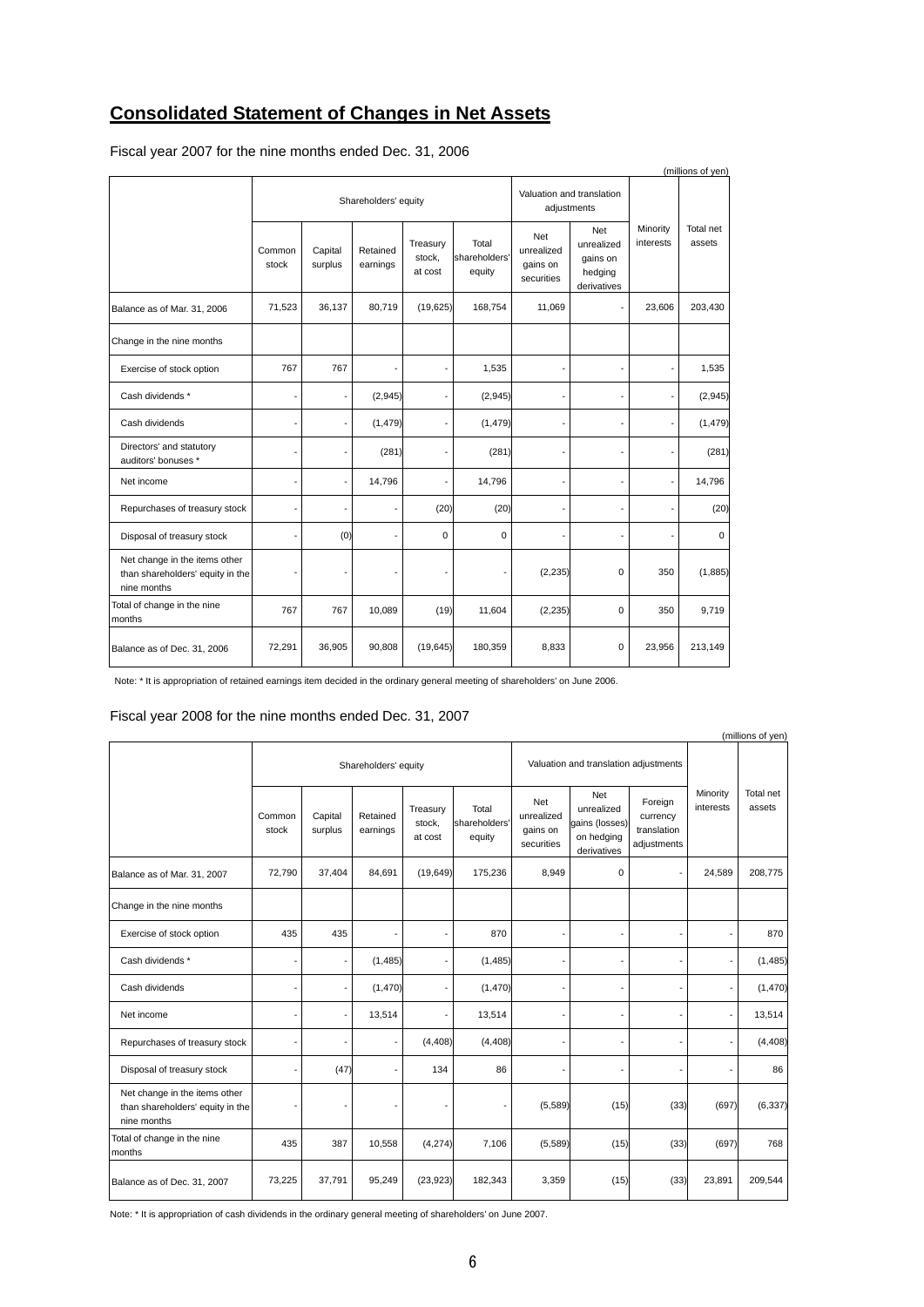# Consolidated Statement of Changes in Net Assets

Fiscal year 2007 for the nine months ended Dec. 31, 2006

(millions of yen)

| | Shareholders' equity | | | | | Valuation and translation adjustments | | Minority interests | Total net assets |
|---|---|---|---|---|---|---|---|---|---|
| | Common stock | Capital surplus | Retained earnings | Treasury stock, at cost | Total shareholders' equity | Net unrealized gains on securities | Net unrealized gains on hedging derivatives | | |
| Balance as of Mar. 31, 2006 | 71,523 | 36,137 | 80,719 | (19,625) | 168,754 | 11,069 | - | 23,606 | 203,430 |
| Change in the nine months | | | | | | | | | |
| Exercise of stock option | 767 | 767 | - | - | 1,535 | - | - | - | 1,535 |
| Cash dividends * | - | - | (2,945) | - | (2,945) | - | - | - | (2,945) |
| Cash dividends | - | - | (1,479) | - | (1,479) | - | - | - | (1,479) |
| Directors' and statutory auditors' bonuses * | - | - | (281) | - | (281) | - | - | - | (281) |
| Net income | - | - | 14,796 | - | 14,796 | - | - | - | 14,796 |
| Repurchases of treasury stock | - | - | - | (20) | (20) | - | - | - | (20) |
| Disposal of treasury stock | - | (0) | - | 0 | 0 | - | - | - | 0 |
| Net change in the items other than shareholders' equity in the nine months | - | - | - | - | - | (2,235) | 0 | 350 | (1,885) |
| Total of change in the nine months | 767 | 767 | 10,089 | (19) | 11,604 | (2,235) | 0 | 350 | 9,719 |
| Balance as of Dec. 31, 2006 | 72,291 | 36,905 | 90,808 | (19,645) | 180,359 | 8,833 | 0 | 23,956 | 213,149 |

Note: * It is appropriation of retained earnings item decided in the ordinary general meeting of shareholders' on June 2006.

Fiscal year 2008 for the nine months ended Dec. 31, 2007

(millions of yen)

| | Shareholders' equity | | | | | Valuation and translation adjustments | | | Minority interests | Total net assets |
|---|---|---|---|---|---|---|---|---|---|---|
| | Common stock | Capital surplus | Retained earnings | Treasury stock, at cost | Total shareholders' equity | Net unrealized gains on securities | Net unrealized gains (losses) on hedging derivatives | Foreign currency translation adjustments | | |
| Balance as of Mar. 31, 2007 | 72,790 | 37,404 | 84,691 | (19,649) | 175,236 | 8,949 | 0 | - | 24,589 | 208,775 |
| Change in the nine months | | | | | | | | | | |
| Exercise of stock option | 435 | 435 | - | - | 870 | - | - | - | - | 870 |
| Cash dividends * | - | - | (1,485) | - | (1,485) | - | - | - | - | (1,485) |
| Cash dividends | - | - | (1,470) | - | (1,470) | - | - | - | - | (1,470) |
| Net income | - | - | 13,514 | - | 13,514 | - | - | - | - | 13,514 |
| Repurchases of treasury stock | - | - | - | (4,408) | (4,408) | - | - | - | - | (4,408) |
| Disposal of treasury stock | - | (47) | - | 134 | 86 | - | - | - | - | 86 |
| Net change in the items other than shareholders' equity in the nine months | - | - | - | - | - | (5,589) | (15) | (33) | (697) | (6,337) |
| Total of change in the nine months | 435 | 387 | 10,558 | (4,274) | 7,106 | (5,589) | (15) | (33) | (697) | 768 |
| Balance as of Dec. 31, 2007 | 73,225 | 37,791 | 95,249 | (23,923) | 182,343 | 3,359 | (15) | (33) | 23,891 | 209,544 |

Note: * It is appropriation of cash dividends in the ordinary general meeting of shareholders' on June 2007.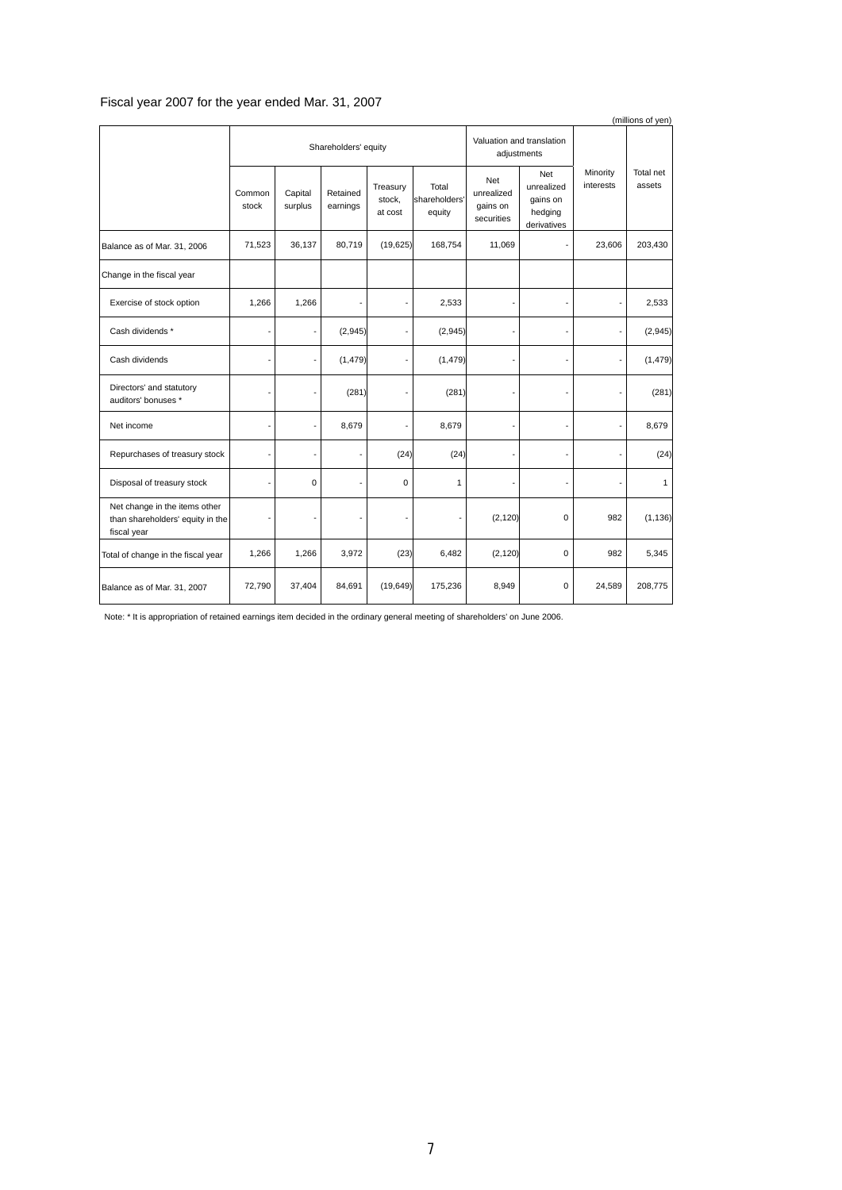Fiscal year 2007 for the year ended Mar. 31, 2007

(millions of yen)

| | Shareholders' equity | | | | | Valuation and translation adjustments | | Minority interests | Total net assets |
|---|---|---|---|---|---|---|---|---|---|
| | Common stock | Capital surplus | Retained earnings | Treasury stock, at cost | Total shareholders' equity | Net unrealized gains on securities | Net unrealized gains on hedging derivatives | | |
| Balance as of Mar. 31, 2006 | 71,523 | 36,137 | 80,719 | (19,625) | 168,754 | 11,069 | - | 23,606 | 203,430 |
| Change in the fiscal year | | | | | | | | | |
| Exercise of stock option | 1,266 | 1,266 | - | - | 2,533 | - | - | - | 2,533 |
| Cash dividends * | - | - | (2,945) | - | (2,945) | - | - | - | (2,945) |
| Cash dividends | - | - | (1,479) | - | (1,479) | - | - | - | (1,479) |
| Directors' and statutory auditors' bonuses * | - | - | (281) | - | (281) | - | - | - | (281) |
| Net income | - | - | 8,679 | - | 8,679 | - | - | - | 8,679 |
| Repurchases of treasury stock | - | - | - | (24) | (24) | - | - | - | (24) |
| Disposal of treasury stock | - | 0 | - | 0 | 1 | - | - | - | 1 |
| Net change in the items other than shareholders' equity in the fiscal year | - | - | - | - | - | (2,120) | 0 | 982 | (1,136) |
| Total of change in the fiscal year | 1,266 | 1,266 | 3,972 | (23) | 6,482 | (2,120) | 0 | 982 | 5,345 |
| Balance as of Mar. 31, 2007 | 72,790 | 37,404 | 84,691 | (19,649) | 175,236 | 8,949 | 0 | 24,589 | 208,775 |

Note: * It is appropriation of retained earnings item decided in the ordinary general meeting of shareholders' on June 2006.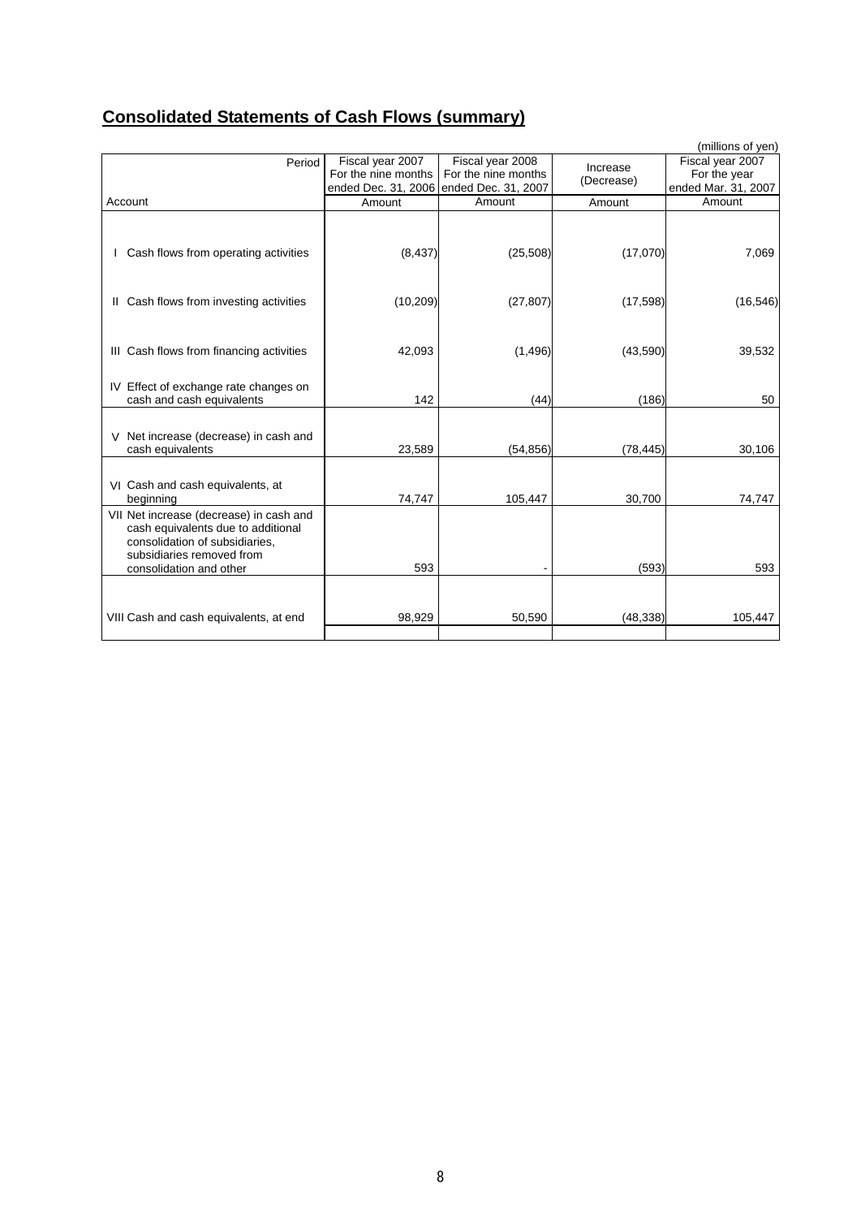## Consolidated Statements of Cash Flows (summary)

(millions of yen)

| Period / Account | Fiscal year 2007 For the nine months ended Dec. 31, 2006 | Fiscal year 2008 For the nine months ended Dec. 31, 2007 | Increase (Decrease) | Fiscal year 2007 For the year ended Mar. 31, 2007 |
|---|---|---|---|---|
| | Amount | Amount | Amount | Amount |
| I Cash flows from operating activities | (8,437) | (25,508) | (17,070) | 7,069 |
| II Cash flows from investing activities | (10,209) | (27,807) | (17,598) | (16,546) |
| III Cash flows from financing activities | 42,093 | (1,496) | (43,590) | 39,532 |
| IV Effect of exchange rate changes on cash and cash equivalents | 142 | (44) | (186) | 50 |
| V Net increase (decrease) in cash and cash equivalents | 23,589 | (54,856) | (78,445) | 30,106 |
| VI Cash and cash equivalents, at beginning | 74,747 | 105,447 | 30,700 | 74,747 |
| VII Net increase (decrease) in cash and cash equivalents due to additional consolidation of subsidiaries, subsidiaries removed from consolidation and other | 593 | - | (593) | 593 |
| VIII Cash and cash equivalents, at end | 98,929 | 50,590 | (48,338) | 105,447 |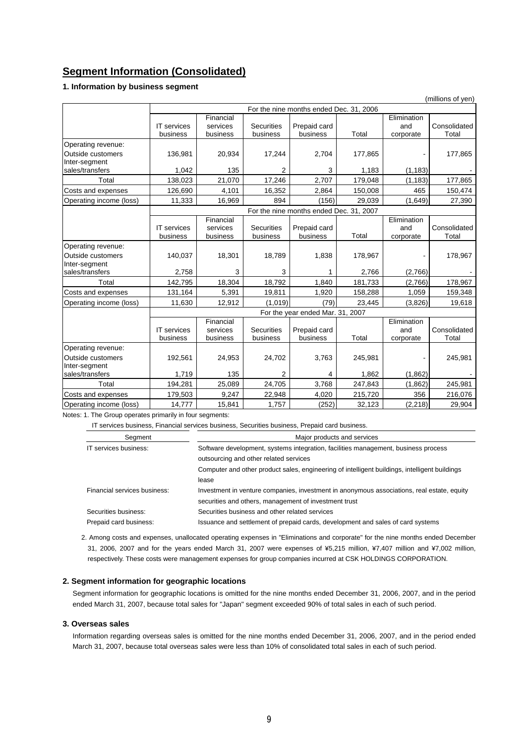## Segment Information (Consolidated)

### 1. Information by business segment

(millions of yen)

| | IT services business | Financial services business | Securities business | Prepaid card business | Total | Elimination and corporate | Consolidated Total |
|---|---|---|---|---|---|---|---|
| | For the nine months ended Dec. 31, 2006 | | | | | | |
| Operating revenue: | | | | | | | |
| Outside customers | 136,981 | 20,934 | 17,244 | 2,704 | 177,865 | - | 177,865 |
| Inter-segment sales/transfers | 1,042 | 135 | 2 | 3 | 1,183 | (1,183) | - |
| Total | 138,023 | 21,070 | 17,246 | 2,707 | 179,048 | (1,183) | 177,865 |
| Costs and expenses | 126,690 | 4,101 | 16,352 | 2,864 | 150,008 | 465 | 150,474 |
| Operating income (loss) | 11,333 | 16,969 | 894 | (156) | 29,039 | (1,649) | 27,390 |
| | For the nine months ended Dec. 31, 2007 | | | | | | |
| Operating revenue: | | | | | | | |
| Outside customers | 140,037 | 18,301 | 18,789 | 1,838 | 178,967 | - | 178,967 |
| Inter-segment sales/transfers | 2,758 | 3 | 3 | 1 | 2,766 | (2,766) | - |
| Total | 142,795 | 18,304 | 18,792 | 1,840 | 181,733 | (2,766) | 178,967 |
| Costs and expenses | 131,164 | 5,391 | 19,811 | 1,920 | 158,288 | 1,059 | 159,348 |
| Operating income (loss) | 11,630 | 12,912 | (1,019) | (79) | 23,445 | (3,826) | 19,618 |
| | For the year ended Mar. 31, 2007 | | | | | | |
| Operating revenue: | | | | | | | |
| Outside customers | 192,561 | 24,953 | 24,702 | 3,763 | 245,981 | - | 245,981 |
| Inter-segment sales/transfers | 1,719 | 135 | 2 | 4 | 1,862 | (1,862) | - |
| Total | 194,281 | 25,089 | 24,705 | 3,768 | 247,843 | (1,862) | 245,981 |
| Costs and expenses | 179,503 | 9,247 | 22,948 | 4,020 | 215,720 | 356 | 216,076 |
| Operating income (loss) | 14,777 | 15,841 | 1,757 | (252) | 32,123 | (2,218) | 29,904 |

Notes: 1. The Group operates primarily in four segments:

IT services business, Financial services business, Securities business, Prepaid card business.

| Segment | Major products and services |
|---|---|
| IT services business: | Software development, systems integration, facilities management, business process outsourcing and other related services |
| | Computer and other product sales, engineering of intelligent buildings, intelligent buildings lease |
| Financial services business: | Investment in venture companies, investment in anonymous associations, real estate, equity securities and others, management of investment trust |
| Securities business: | Securities business and other related services |
| Prepaid card business: | Issuance and settlement of prepaid cards, development and sales of card systems |

2. Among costs and expenses, unallocated operating expenses in "Eliminations and corporate" for the nine months ended December 31, 2006, 2007 and for the years ended March 31, 2007 were expenses of ¥5,215 million, ¥7,407 million and ¥7,002 million, respectively. These costs were management expenses for group companies incurred at CSK HOLDINGS CORPORATION.

### 2. Segment information for geographic locations

Segment information for geographic locations is omitted for the nine months ended December 31, 2006, 2007, and in the period ended March 31, 2007, because total sales for "Japan" segment exceeded 90% of total sales in each of such period.

### 3. Overseas sales

Information regarding overseas sales is omitted for the nine months ended December 31, 2006, 2007, and in the period ended March 31, 2007, because total overseas sales were less than 10% of consolidated total sales in each of such period.